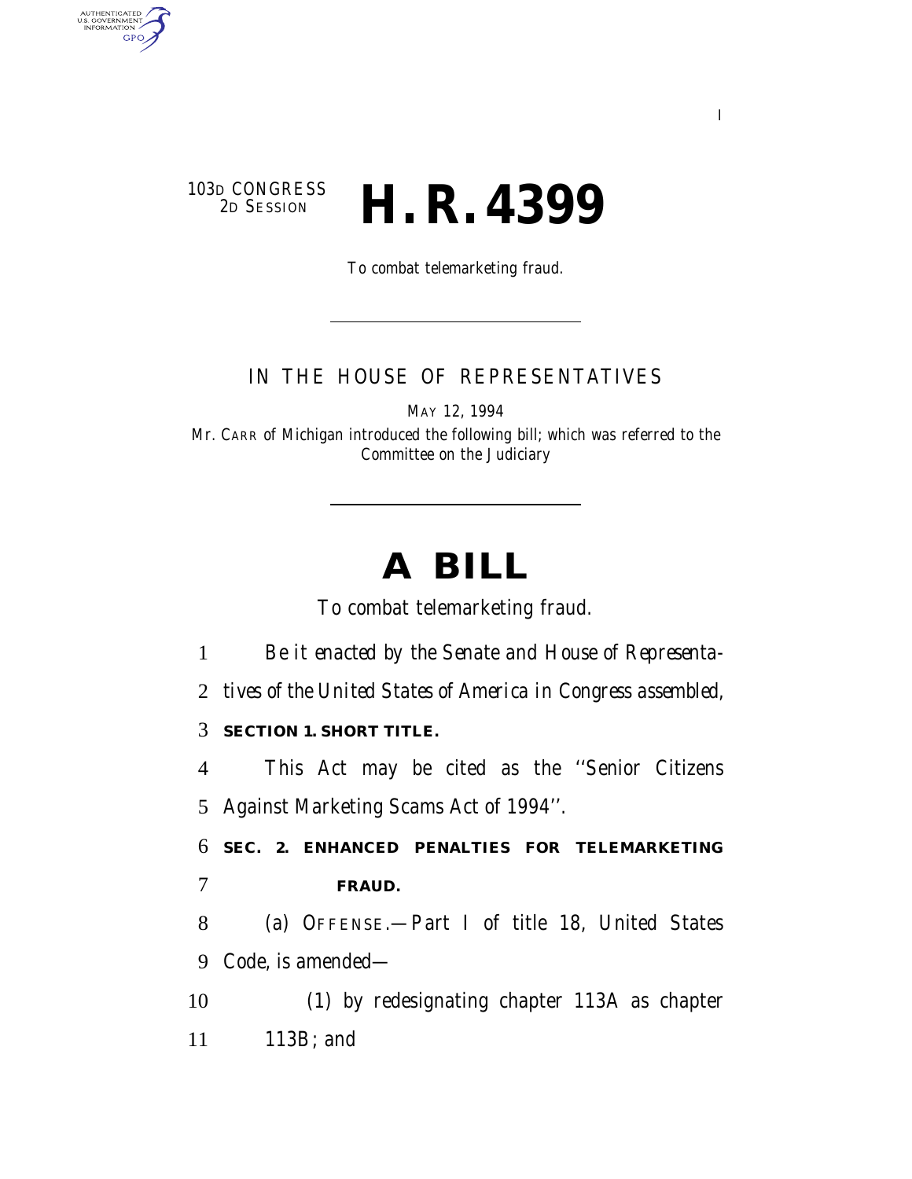103D CONGRESS
2D SESSION

# H. R. 4399

To combat telemarketing fraud.

---

IN THE HOUSE OF REPRESENTATIVES

MAY 12, 1994

Mr. CARR of Michigan introduced the following bill; which was referred to the Committee on the Judiciary

---

# A BILL

To combat telemarketing fraud.

*Be it enacted by the Senate and House of Representatives of the United States of America in Congress assembled,*

**SECTION 1. SHORT TITLE.**

This Act may be cited as the ''Senior Citizens Against Marketing Scams Act of 1994''.

**SEC. 2. ENHANCED PENALTIES FOR TELEMARKETING FRAUD.**

(a) OFFENSE.—Part I of title 18, United States Code, is amended—

(1) by redesignating chapter 113A as chapter 113B; and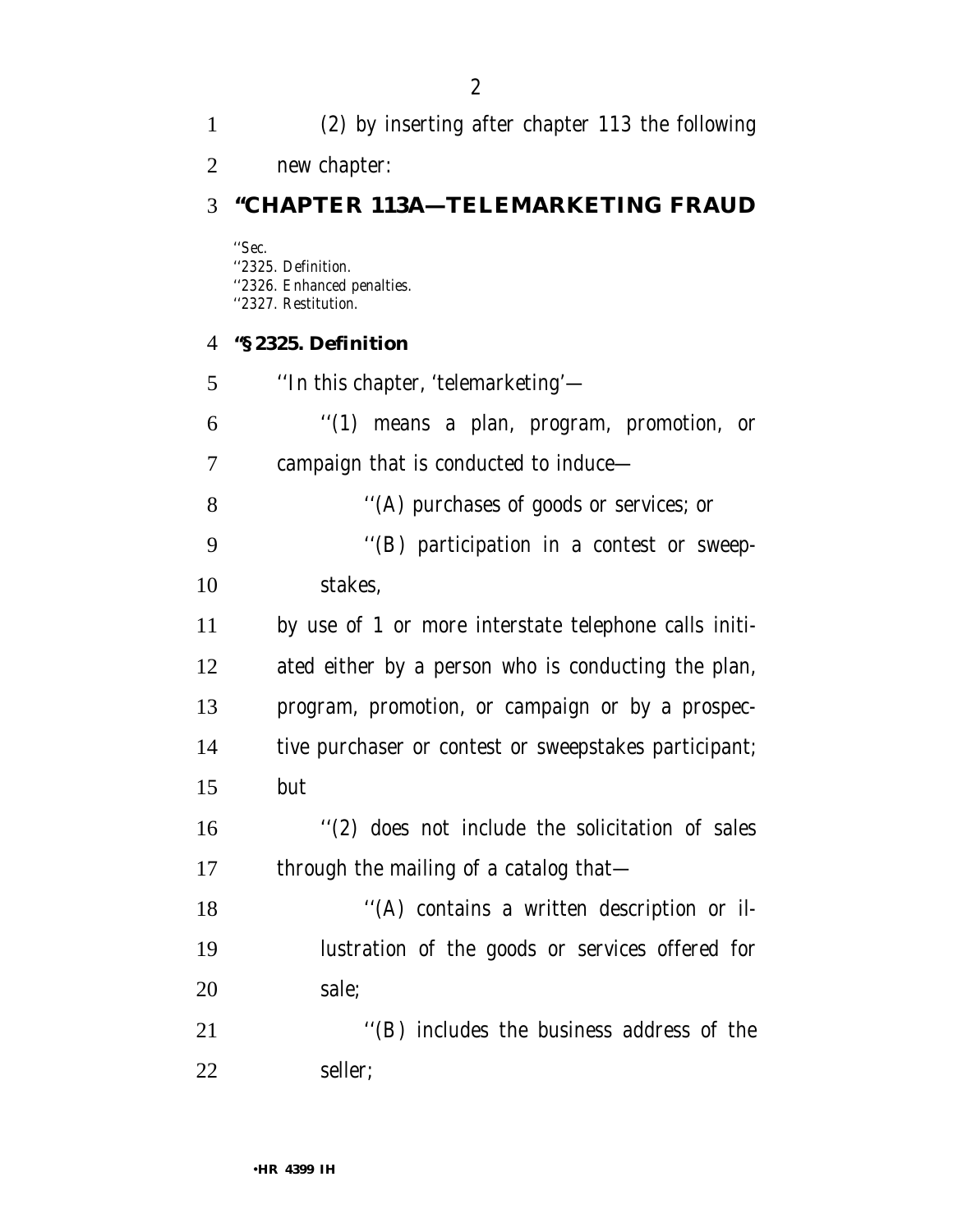(2) by inserting after chapter 113 the following new chapter:

## "CHAPTER 113A—TELEMARKETING FRAUD

"Sec.
"2325. Definition.
"2326. Enhanced penalties.
"2327. Restitution.

### "§ 2325. Definition

"In this chapter, 'telemarketing'—

"(1) means a plan, program, promotion, or campaign that is conducted to induce—

"(A) purchases of goods or services; or

"(B) participation in a contest or sweepstakes,

by use of 1 or more interstate telephone calls initiated either by a person who is conducting the plan, program, promotion, or campaign or by a prospective purchaser or contest or sweepstakes participant; but

"(2) does not include the solicitation of sales through the mailing of a catalog that—

"(A) contains a written description or illustration of the goods or services offered for sale;

"(B) includes the business address of the seller;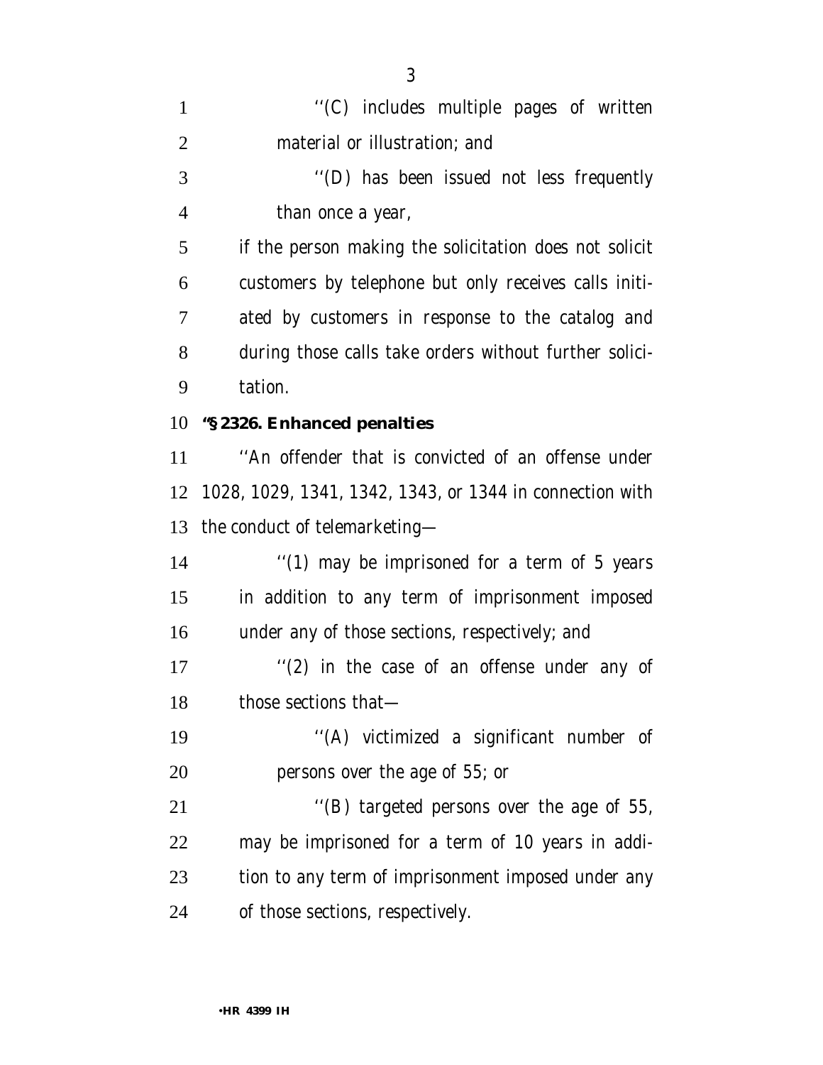''(C) includes multiple pages of written material or illustration; and

''(D) has been issued not less frequently than once a year,

if the person making the solicitation does not solicit customers by telephone but only receives calls initiated by customers in response to the catalog and during those calls take orders without further solicitation.

**''§ 2326. Enhanced penalties**

''An offender that is convicted of an offense under 1028, 1029, 1341, 1342, 1343, or 1344 in connection with the conduct of telemarketing—

''(1) may be imprisoned for a term of 5 years in addition to any term of imprisonment imposed under any of those sections, respectively; and

''(2) in the case of an offense under any of those sections that—

''(A) victimized a significant number of persons over the age of 55; or

''(B) targeted persons over the age of 55,

may be imprisoned for a term of 10 years in addition to any term of imprisonment imposed under any of those sections, respectively.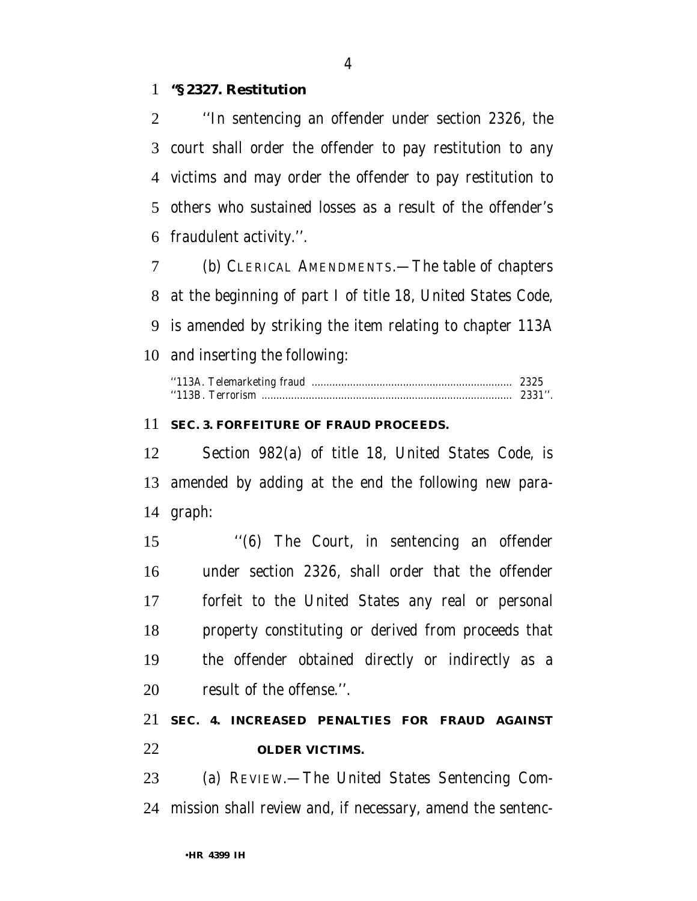**"§ 2327. Restitution**

''In sentencing an offender under section 2326, the court shall order the offender to pay restitution to any victims and may order the offender to pay restitution to others who sustained losses as a result of the offender's fraudulent activity.''.

(b) CLERICAL AMENDMENTS.—The table of chapters at the beginning of part I of title 18, United States Code, is amended by striking the item relating to chapter 113A and inserting the following:

''113A. Telemarketing fraud .................................................................... 2325
''113B. Terrorism ..................................................................................... 2331''.

**SEC. 3. FORFEITURE OF FRAUD PROCEEDS.**

Section 982(a) of title 18, United States Code, is amended by adding at the end the following new paragraph:

''(6) The Court, in sentencing an offender under section 2326, shall order that the offender forfeit to the United States any real or personal property constituting or derived from proceeds that the offender obtained directly or indirectly as a result of the offense.''.

**SEC. 4. INCREASED PENALTIES FOR FRAUD AGAINST OLDER VICTIMS.**

(a) REVIEW.—The United States Sentencing Commission shall review and, if necessary, amend the sentenc-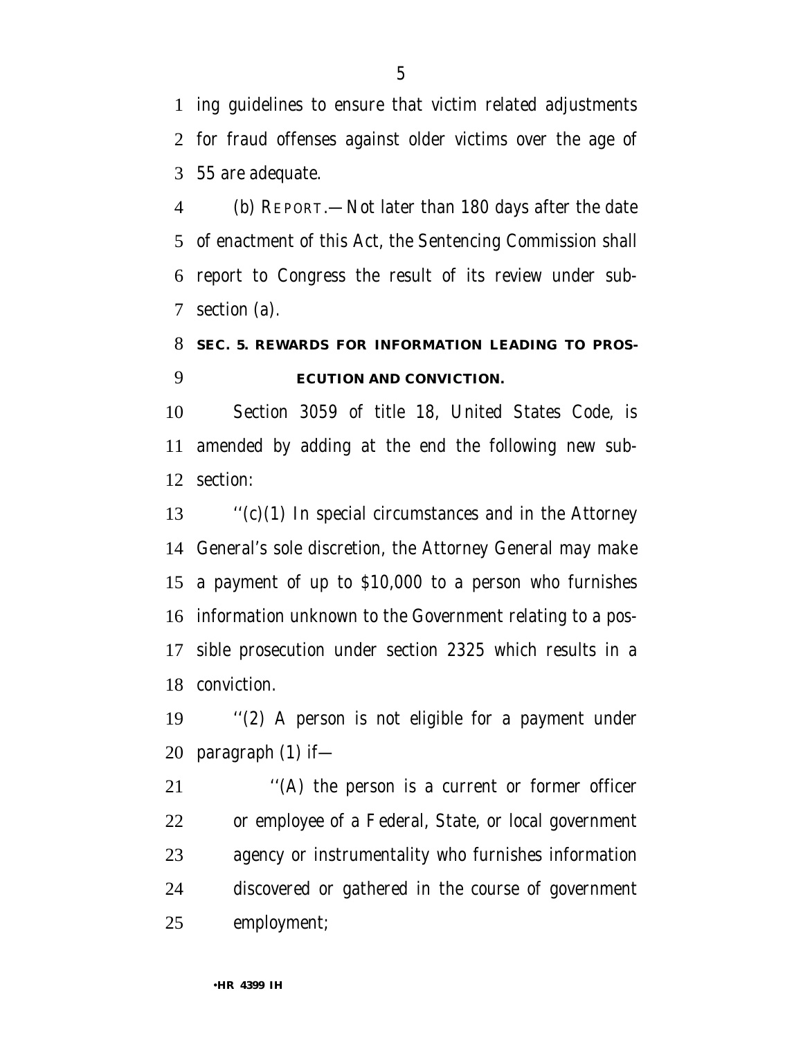ing guidelines to ensure that victim related adjustments for fraud offenses against older victims over the age of 55 are adequate.

(b) REPORT.—Not later than 180 days after the date of enactment of this Act, the Sentencing Commission shall report to Congress the result of its review under subsection (a).

**SEC. 5. REWARDS FOR INFORMATION LEADING TO PROSECUTION AND CONVICTION.**

Section 3059 of title 18, United States Code, is amended by adding at the end the following new subsection:

''(c)(1) In special circumstances and in the Attorney General's sole discretion, the Attorney General may make a payment of up to $10,000 to a person who furnishes information unknown to the Government relating to a possible prosecution under section 2325 which results in a conviction.

''(2) A person is not eligible for a payment under paragraph (1) if—

''(A) the person is a current or former officer or employee of a Federal, State, or local government agency or instrumentality who furnishes information discovered or gathered in the course of government employment;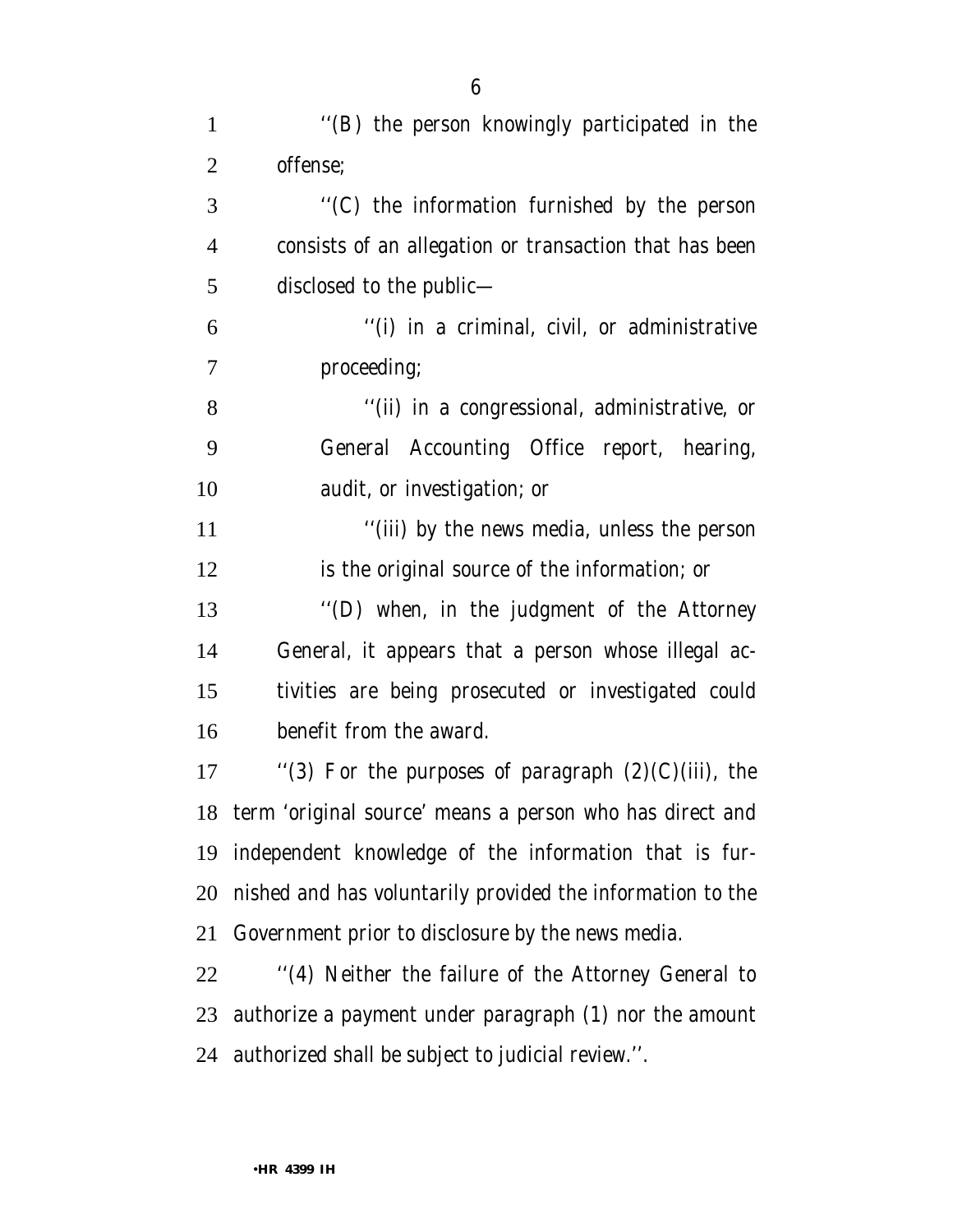''(B) the person knowingly participated in the offense;

''(C) the information furnished by the person consists of an allegation or transaction that has been disclosed to the public—

''(i) in a criminal, civil, or administrative proceeding;

''(ii) in a congressional, administrative, or General Accounting Office report, hearing, audit, or investigation; or

''(iii) by the news media, unless the person is the original source of the information; or

''(D) when, in the judgment of the Attorney General, it appears that a person whose illegal activities are being prosecuted or investigated could benefit from the award.

''(3) For the purposes of paragraph (2)(C)(iii), the term 'original source' means a person who has direct and independent knowledge of the information that is furnished and has voluntarily provided the information to the Government prior to disclosure by the news media.

''(4) Neither the failure of the Attorney General to authorize a payment under paragraph (1) nor the amount authorized shall be subject to judicial review.''.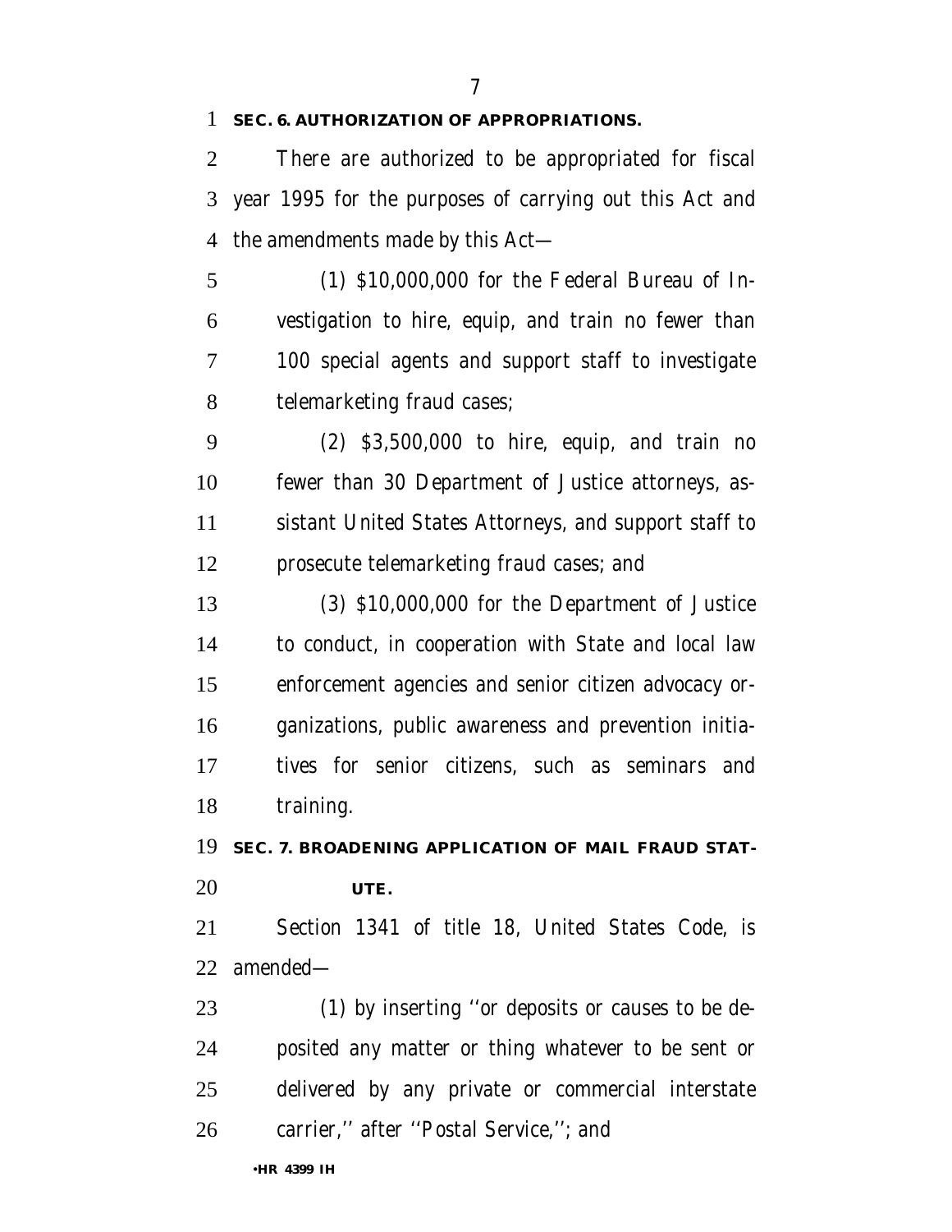**SEC. 6. AUTHORIZATION OF APPROPRIATIONS.**

There are authorized to be appropriated for fiscal year 1995 for the purposes of carrying out this Act and the amendments made by this Act—

(1) $10,000,000 for the Federal Bureau of Investigation to hire, equip, and train no fewer than 100 special agents and support staff to investigate telemarketing fraud cases;

(2) $3,500,000 to hire, equip, and train no fewer than 30 Department of Justice attorneys, assistant United States Attorneys, and support staff to prosecute telemarketing fraud cases; and

(3) $10,000,000 for the Department of Justice to conduct, in cooperation with State and local law enforcement agencies and senior citizen advocacy organizations, public awareness and prevention initiatives for senior citizens, such as seminars and training.

**SEC. 7. BROADENING APPLICATION OF MAIL FRAUD STATUTE.**

Section 1341 of title 18, United States Code, is amended—

(1) by inserting ''or deposits or causes to be deposited any matter or thing whatever to be sent or delivered by any private or commercial interstate carrier,'' after ''Postal Service,''; and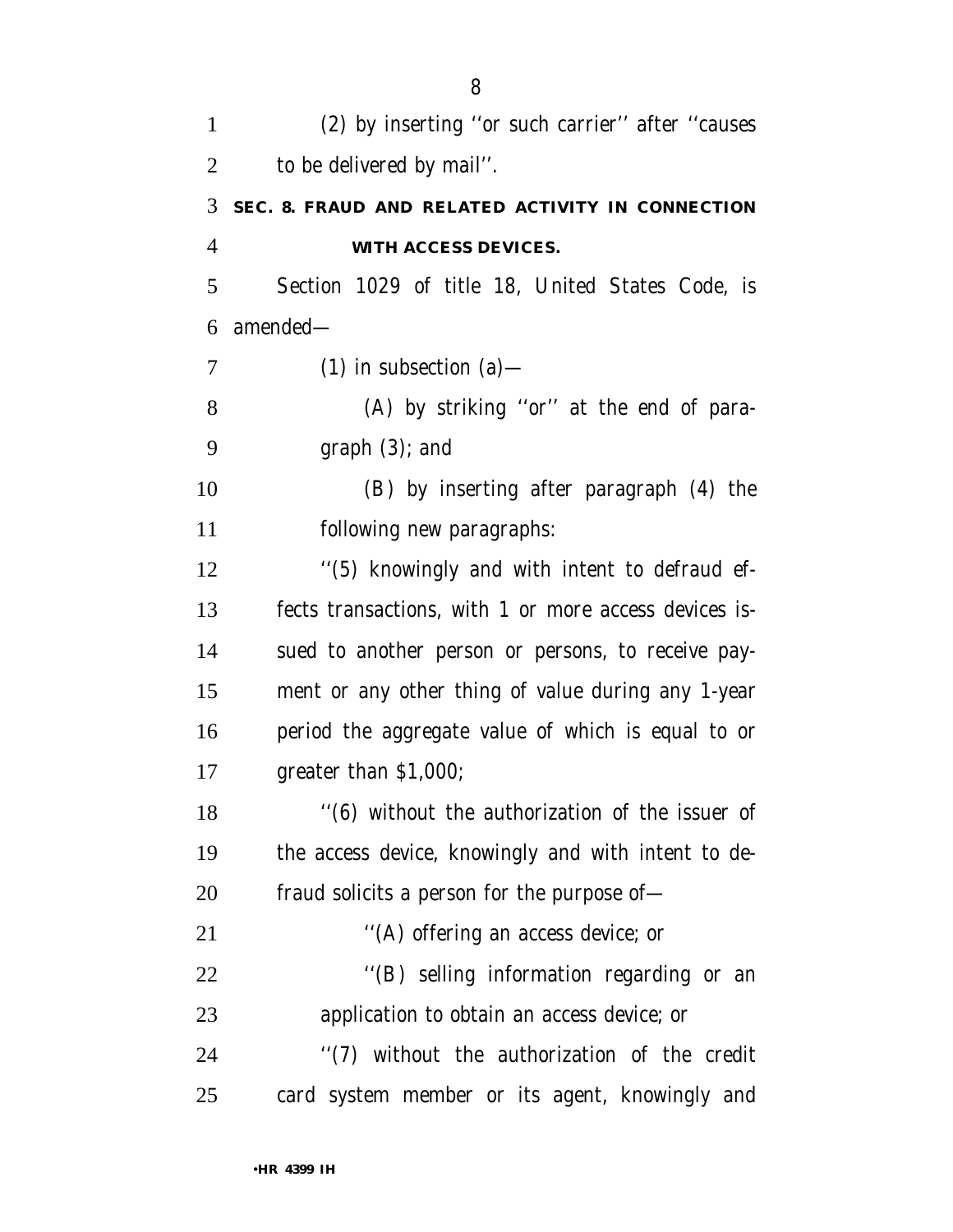(2) by inserting ''or such carrier'' after ''causes to be delivered by mail''.

### SEC. 8. FRAUD AND RELATED ACTIVITY IN CONNECTION WITH ACCESS DEVICES.

Section 1029 of title 18, United States Code, is amended—

(1) in subsection (a)—

(A) by striking ''or'' at the end of paragraph (3); and

(B) by inserting after paragraph (4) the following new paragraphs:

''(5) knowingly and with intent to defraud effects transactions, with 1 or more access devices issued to another person or persons, to receive payment or any other thing of value during any 1-year period the aggregate value of which is equal to or greater than $1,000;

''(6) without the authorization of the issuer of the access device, knowingly and with intent to defraud solicits a person for the purpose of—

''(A) offering an access device; or

''(B) selling information regarding or an application to obtain an access device; or

''(7) without the authorization of the credit card system member or its agent, knowingly and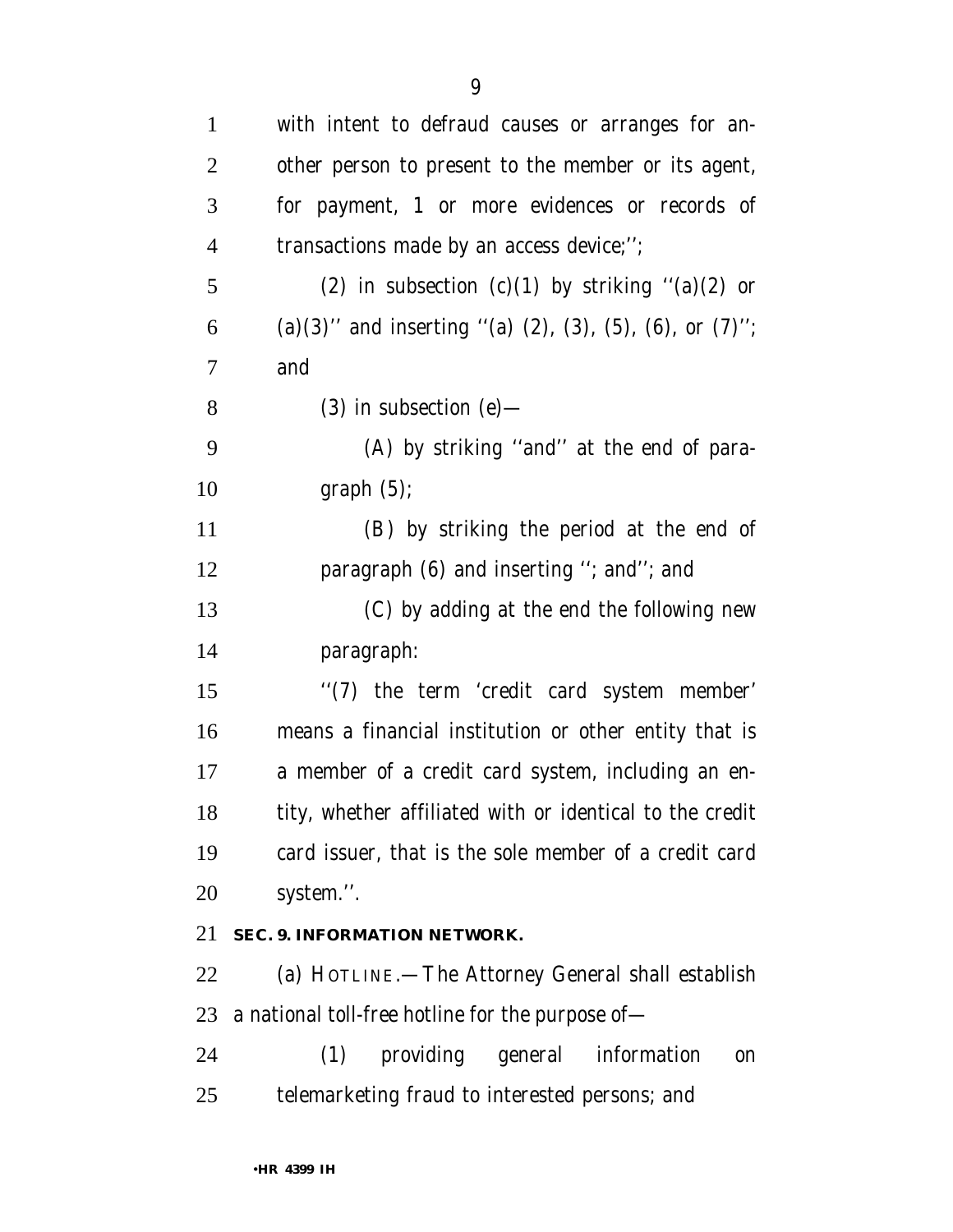with intent to defraud causes or arranges for another person to present to the member or its agent, for payment, 1 or more evidences or records of transactions made by an access device;'';

(2) in subsection (c)(1) by striking ''(a)(2) or (a)(3)'' and inserting ''(a) (2), (3), (5), (6), or (7)''; and

(3) in subsection (e)—

(A) by striking ''and'' at the end of paragraph (5);

(B) by striking the period at the end of paragraph (6) and inserting ''; and''; and

(C) by adding at the end the following new paragraph:

''(7) the term 'credit card system member' means a financial institution or other entity that is a member of a credit card system, including an entity, whether affiliated with or identical to the credit card issuer, that is the sole member of a credit card system.''.

**SEC. 9. INFORMATION NETWORK.**

(a) HOTLINE.—The Attorney General shall establish a national toll-free hotline for the purpose of—

(1) providing general information on telemarketing fraud to interested persons; and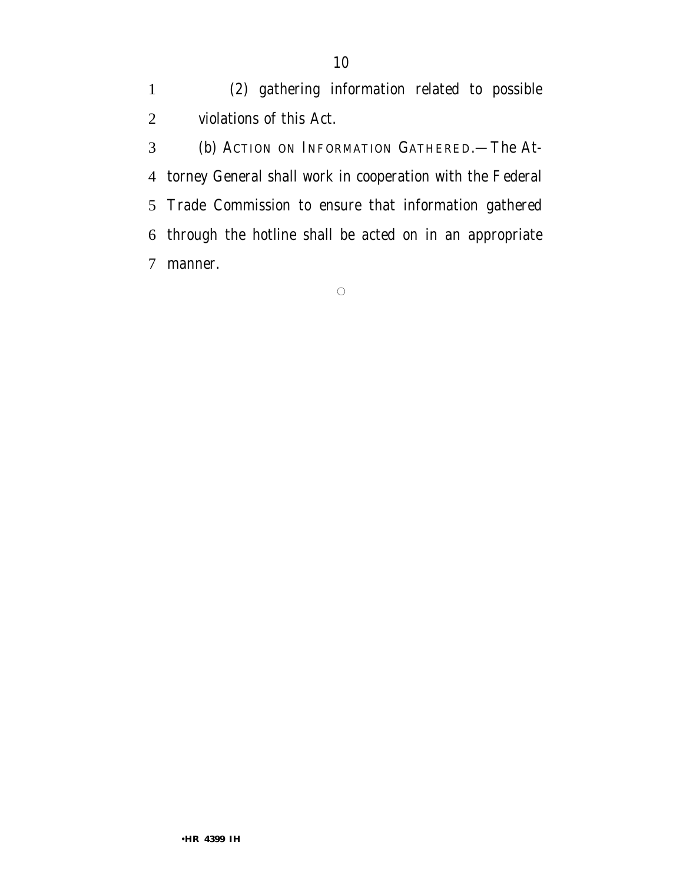(2) gathering information related to possible violations of this Act.

(b) ACTION ON INFORMATION GATHERED.—The Attorney General shall work in cooperation with the Federal Trade Commission to ensure that information gathered through the hotline shall be acted on in an appropriate manner.

○